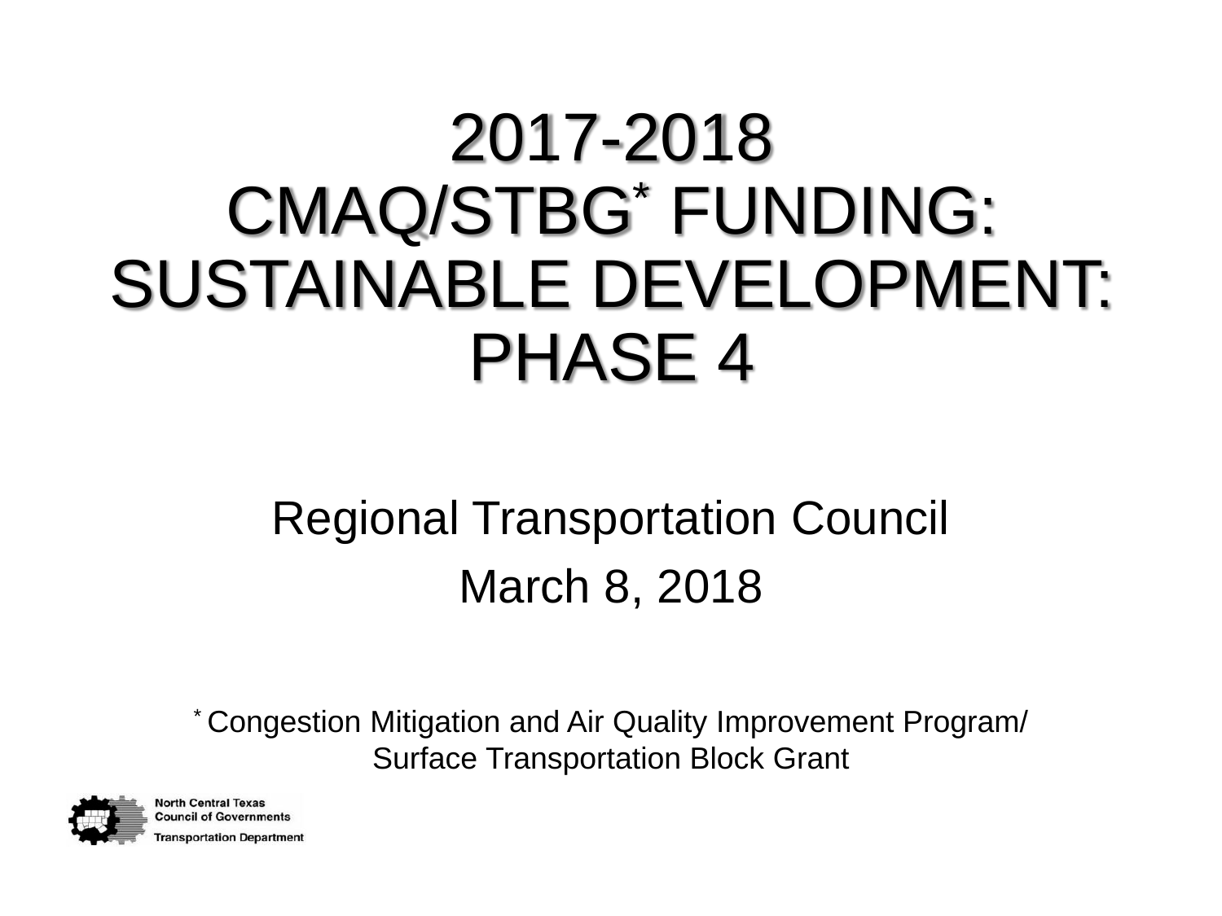# 2017-2018 CMAQ/STBG* FUNDING: SUSTAINABLE DEVELOPMENT: PHASE 4

Regional Transportation Council

March 8, 2018

* Congestion Mitigation and Air Quality Improvement Program/ Surface Transportation Block Grant

North Central Texas Council of Governments
Transportation Department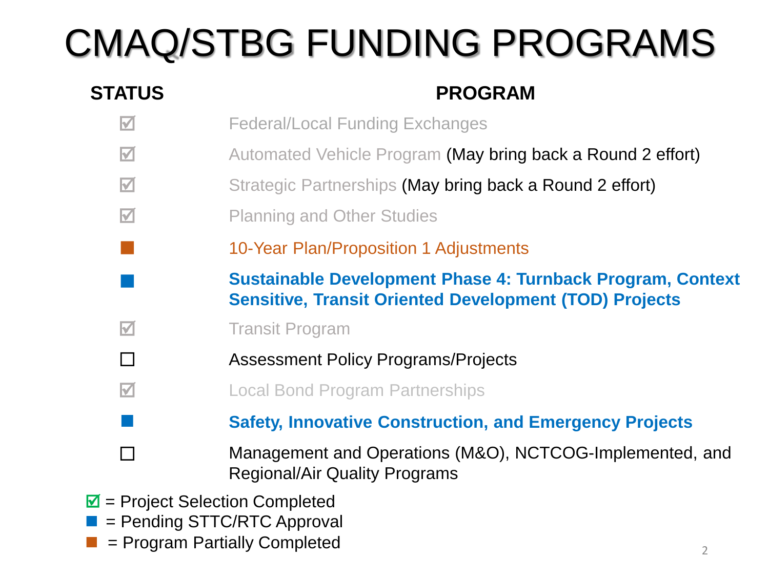# CMAQ/STBG FUNDING PROGRAMS

| STATUS | PROGRAM |
|---|---|
| ☑ | Federal/Local Funding Exchanges |
| ☑ | Automated Vehicle Program (May bring back a Round 2 effort) |
| ☑ | Strategic Partnerships (May bring back a Round 2 effort) |
| ☑ | Planning and Other Studies |
| ■ | 10-Year Plan/Proposition 1 Adjustments |
| ■ | **Sustainable Development Phase 4: Turnback Program, Context Sensitive, Transit Oriented Development (TOD) Projects** |
| ☑ | Transit Program |
| ☐ | Assessment Policy Programs/Projects |
| ☑ | Local Bond Program Partnerships |
| ■ | **Safety, Innovative Construction, and Emergency Projects** |
| ☐ | Management and Operations (M&O), NCTCOG-Implemented, and Regional/Air Quality Programs |

☑ = Project Selection Completed
■ = Pending STTC/RTC Approval
■ = Program Partially Completed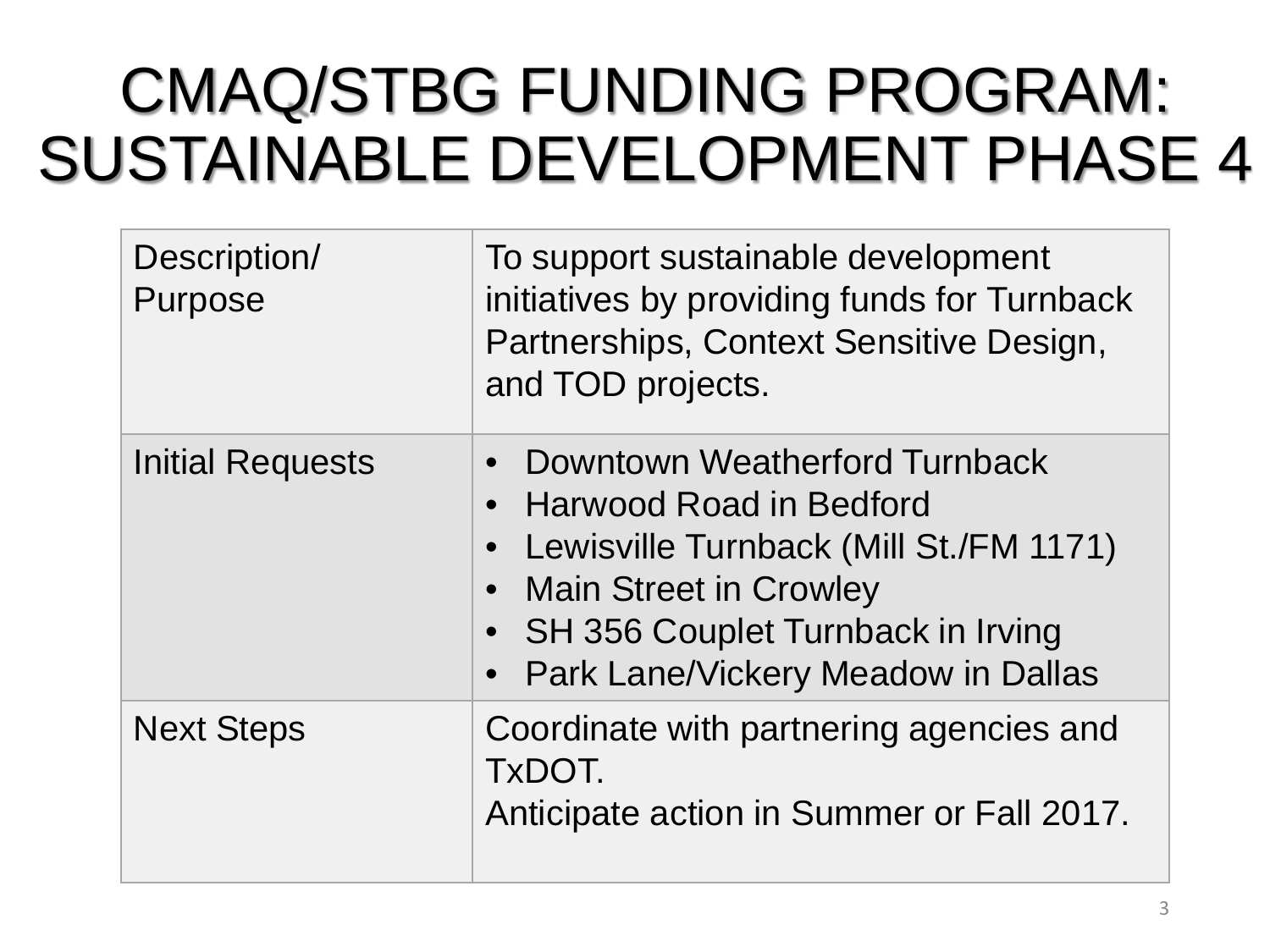# CMAQ/STBG FUNDING PROGRAM: SUSTAINABLE DEVELOPMENT PHASE 4

| | |
|---|---|
| Description/ Purpose | To support sustainable development initiatives by providing funds for Turnback Partnerships, Context Sensitive Design, and TOD projects. |
| Initial Requests | • Downtown Weatherford Turnback<br>• Harwood Road in Bedford<br>• Lewisville Turnback (Mill St./FM 1171)<br>• Main Street in Crowley<br>• SH 356 Couplet Turnback in Irving<br>• Park Lane/Vickery Meadow in Dallas |
| Next Steps | Coordinate with partnering agencies and TxDOT.<br>Anticipate action in Summer or Fall 2017. |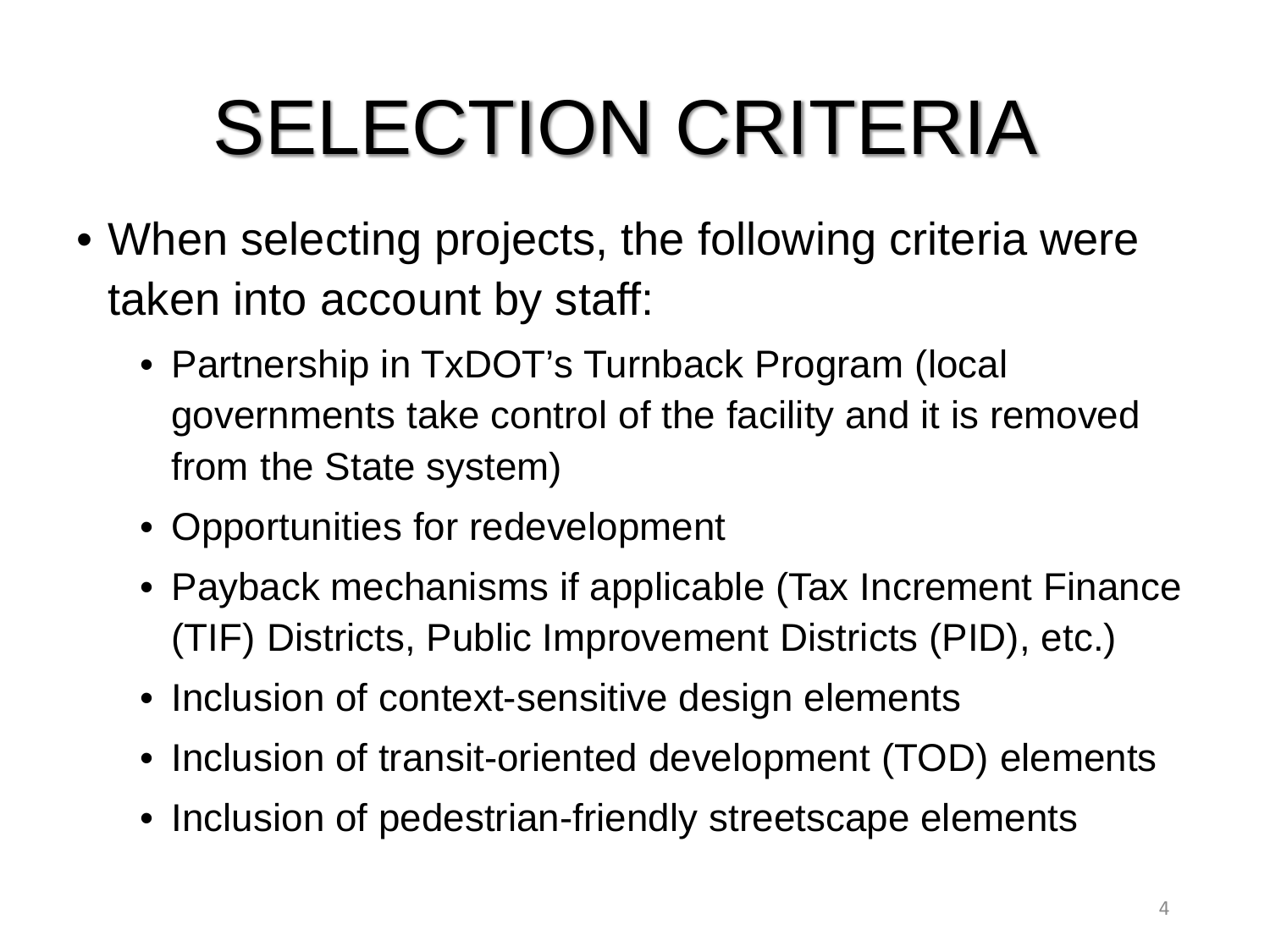# SELECTION CRITERIA

- When selecting projects, the following criteria were taken into account by staff:
  - Partnership in TxDOT's Turnback Program (local governments take control of the facility and it is removed from the State system)
  - Opportunities for redevelopment
  - Payback mechanisms if applicable (Tax Increment Finance (TIF) Districts, Public Improvement Districts (PID), etc.)
  - Inclusion of context-sensitive design elements
  - Inclusion of transit-oriented development (TOD) elements
  - Inclusion of pedestrian-friendly streetscape elements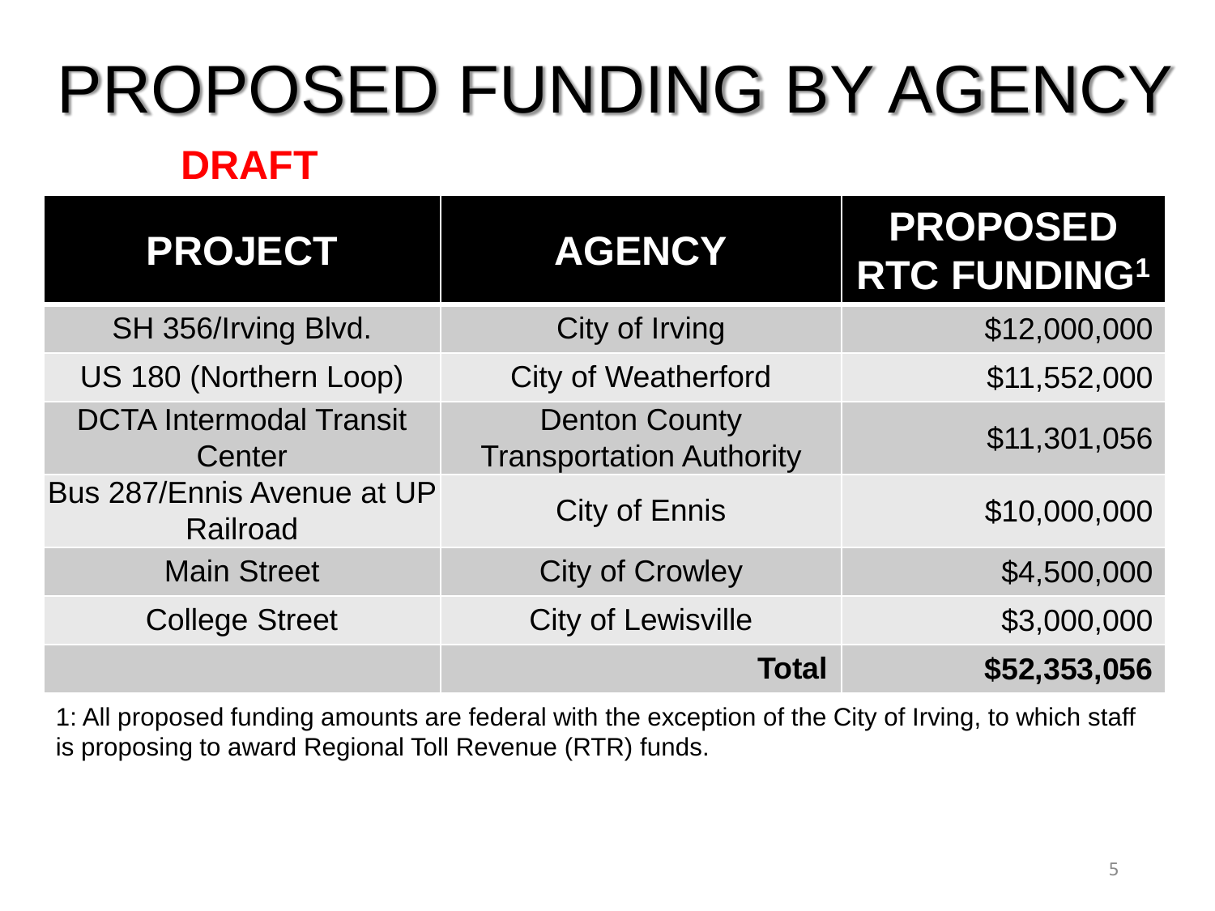# PROPOSED FUNDING BY AGENCY

**DRAFT**

| PROJECT | AGENCY | PROPOSED RTC FUNDING[1] |
|---|---|---|
| SH 356/Irving Blvd. | City of Irving | $12,000,000 |
| US 180 (Northern Loop) | City of Weatherford | $11,552,000 |
| DCTA Intermodal Transit Center | Denton County Transportation Authority | $11,301,056 |
| Bus 287/Ennis Avenue at UP Railroad | City of Ennis | $10,000,000 |
| Main Street | City of Crowley | $4,500,000 |
| College Street | City of Lewisville | $3,000,000 |
| | **Total** | **$52,353,056** |

1: All proposed funding amounts are federal with the exception of the City of Irving, to which staff is proposing to award Regional Toll Revenue (RTR) funds.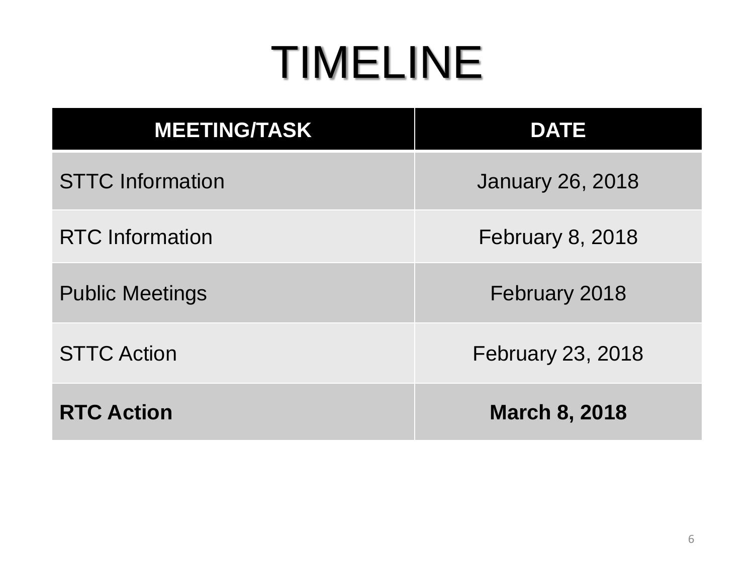# TIMELINE

| MEETING/TASK | DATE |
| --- | --- |
| STTC Information | January 26, 2018 |
| RTC Information | February 8, 2018 |
| Public Meetings | February 2018 |
| STTC Action | February 23, 2018 |
| **RTC Action** | **March 8, 2018** |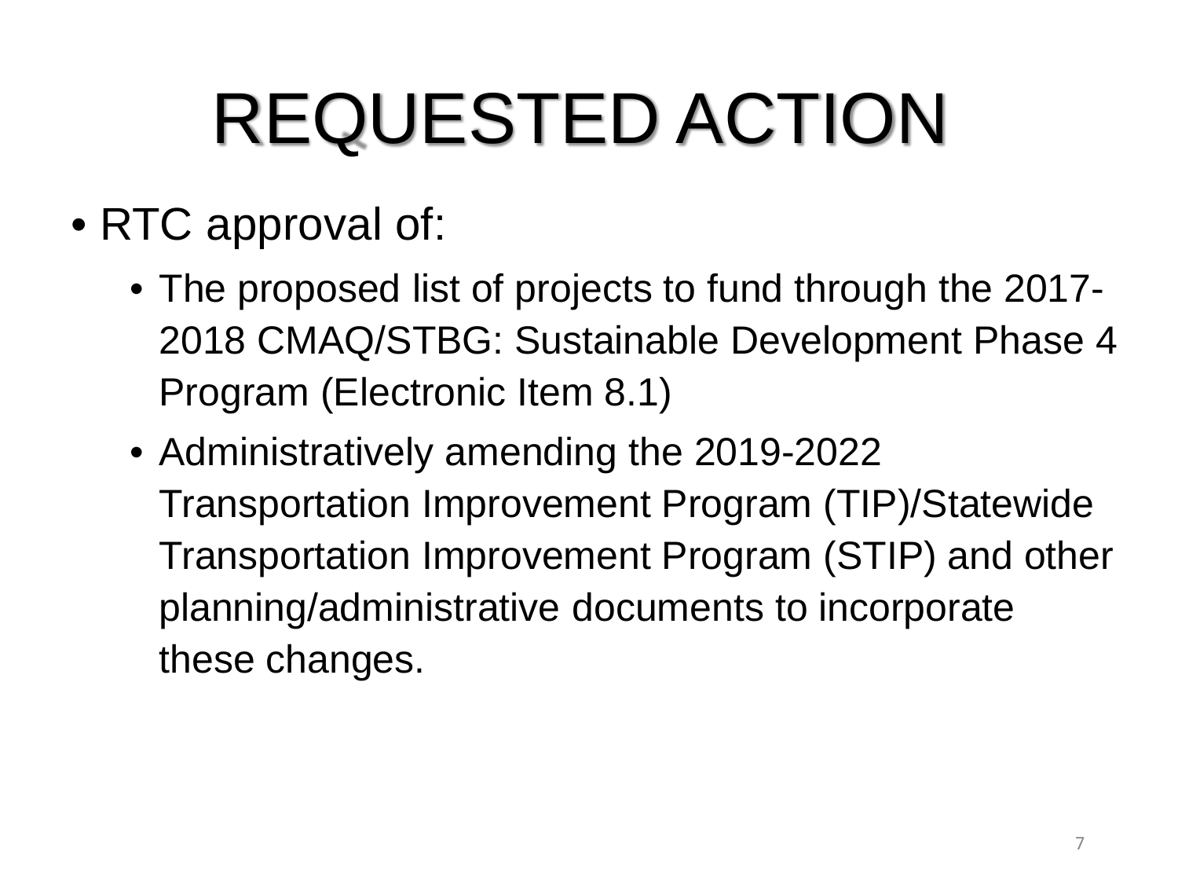# REQUESTED ACTION

- RTC approval of:
  - The proposed list of projects to fund through the 2017-2018 CMAQ/STBG: Sustainable Development Phase 4 Program (Electronic Item 8.1)
  - Administratively amending the 2019-2022 Transportation Improvement Program (TIP)/Statewide Transportation Improvement Program (STIP) and other planning/administrative documents to incorporate these changes.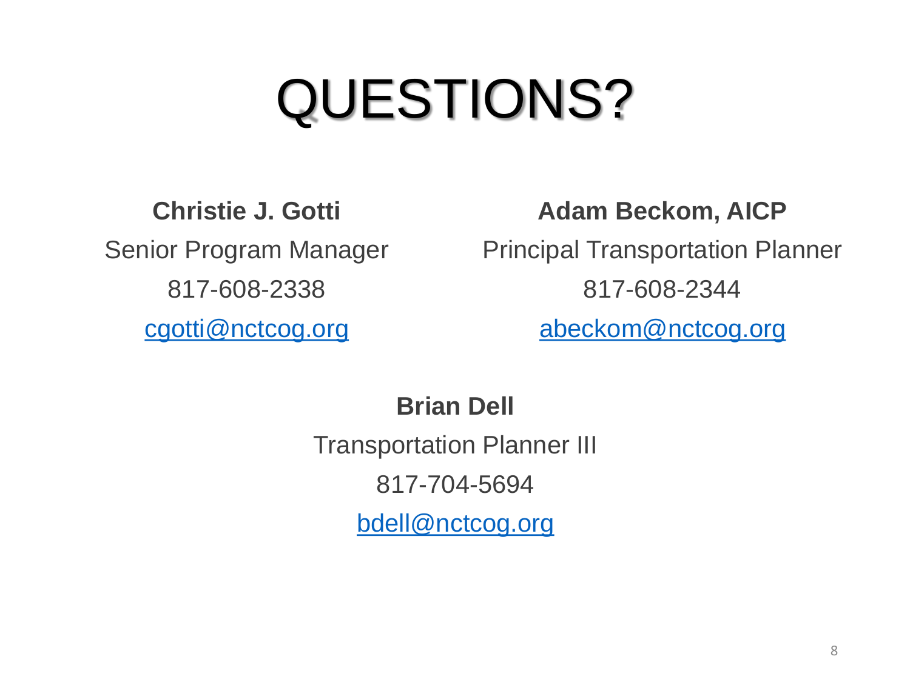# QUESTIONS?

**Christie J. Gotti**

Senior Program Manager

817-608-2338

cgotti@nctcog.org

**Adam Beckom, AICP**

Principal Transportation Planner

817-608-2344

abeckom@nctcog.org

**Brian Dell**

Transportation Planner III

817-704-5694

bdell@nctcog.org